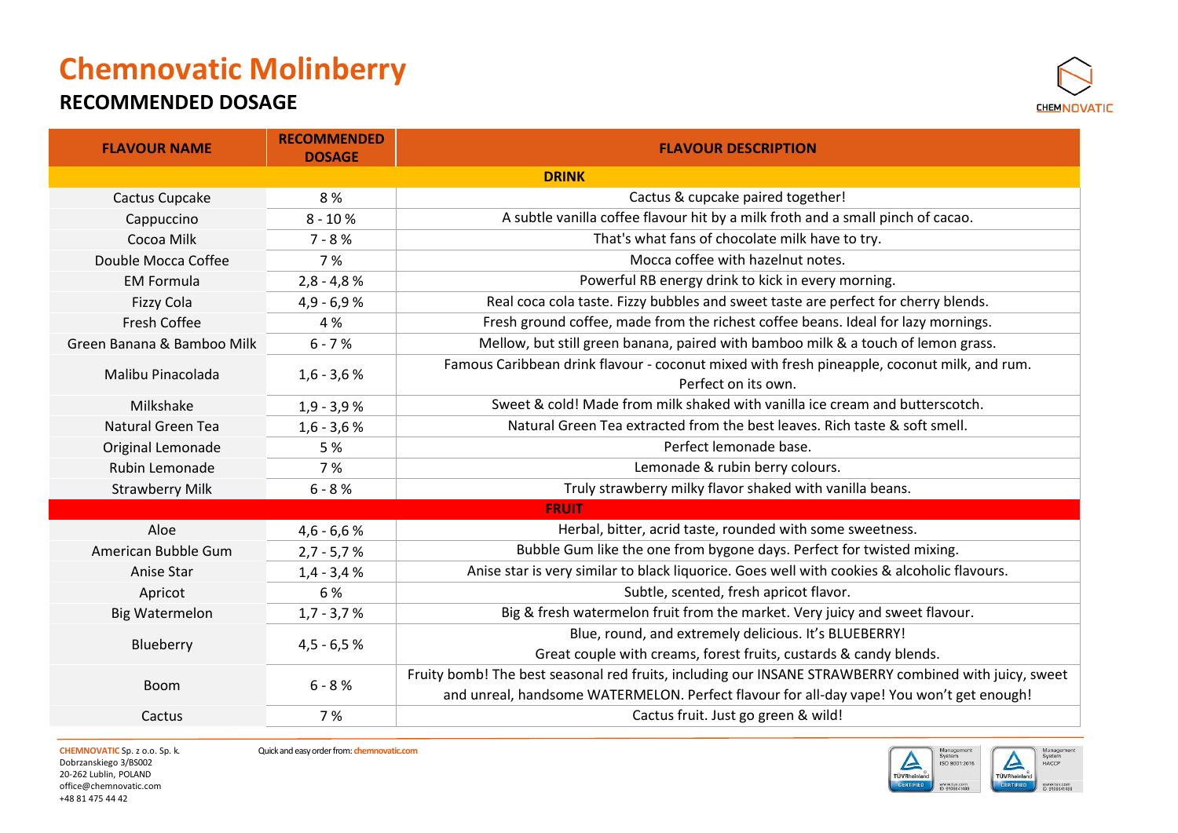# Chemnovatic Molinberry

## RECOMMENDED DOSAGE

| FLAVOUR NAME | RECOMMENDED DOSAGE | FLAVOUR DESCRIPTION |
|---|---|---|
| **DRINK** | | |
| Cactus Cupcake | 8 % | Cactus & cupcake paired together! |
| Cappuccino | 8 - 10 % | A subtle vanilla coffee flavour hit by a milk froth and a small pinch of cacao. |
| Cocoa Milk | 7 - 8 % | That's what fans of chocolate milk have to try. |
| Double Mocca Coffee | 7 % | Mocca coffee with hazelnut notes. |
| EM Formula | 2,8 - 4,8 % | Powerful RB energy drink to kick in every morning. |
| Fizzy Cola | 4,9 - 6,9 % | Real coca cola taste. Fizzy bubbles and sweet taste are perfect for cherry blends. |
| Fresh Coffee | 4 % | Fresh ground coffee, made from the richest coffee beans. Ideal for lazy mornings. |
| Green Banana & Bamboo Milk | 6 - 7 % | Mellow, but still green banana, paired with bamboo milk & a touch of lemon grass. |
| Malibu Pinacolada | 1,6 - 3,6 % | Famous Caribbean drink flavour - coconut mixed with fresh pineapple, coconut milk, and rum. Perfect on its own. |
| Milkshake | 1,9 - 3,9 % | Sweet & cold! Made from milk shaked with vanilla ice cream and butterscotch. |
| Natural Green Tea | 1,6 - 3,6 % | Natural Green Tea extracted from the best leaves. Rich taste & soft smell. |
| Original Lemonade | 5 % | Perfect lemonade base. |
| Rubin Lemonade | 7 % | Lemonade & rubin berry colours. |
| Strawberry Milk | 6 - 8 % | Truly strawberry milky flavor shaked with vanilla beans. |
| **FRUIT** | | |
| Aloe | 4,6 - 6,6 % | Herbal, bitter, acrid taste, rounded with some sweetness. |
| American Bubble Gum | 2,7 - 5,7 % | Bubble Gum like the one from bygone days. Perfect for twisted mixing. |
| Anise Star | 1,4 - 3,4 % | Anise star is very similar to black liquorice. Goes well with cookies & alcoholic flavours. |
| Apricot | 6 % | Subtle, scented, fresh apricot flavor. |
| Big Watermelon | 1,7 - 3,7 % | Big & fresh watermelon fruit from the market. Very juicy and sweet flavour. |
| Blueberry | 4,5 - 6,5 % | Blue, round, and extremely delicious. It's BLUEBERRY! Great couple with creams, forest fruits, custards & candy blends. |
| Boom | 6 - 8 % | Fruity bomb! The best seasonal red fruits, including our INSANE STRAWBERRY combined with juicy, sweet and unreal, handsome WATERMELON. Perfect flavour for all-day vape! You won't get enough! |
| Cactus | 7 % | Cactus fruit. Just go green & wild! |

**CHEMNOVATIC** Sp. z o.o. Sp. k.
Dobrzanskiego 3/BS002
20-262 Lublin, POLAND
office@chemnovatic.com
+48 81 475 44 42

Quick and easy order from: **chemnovatic.com**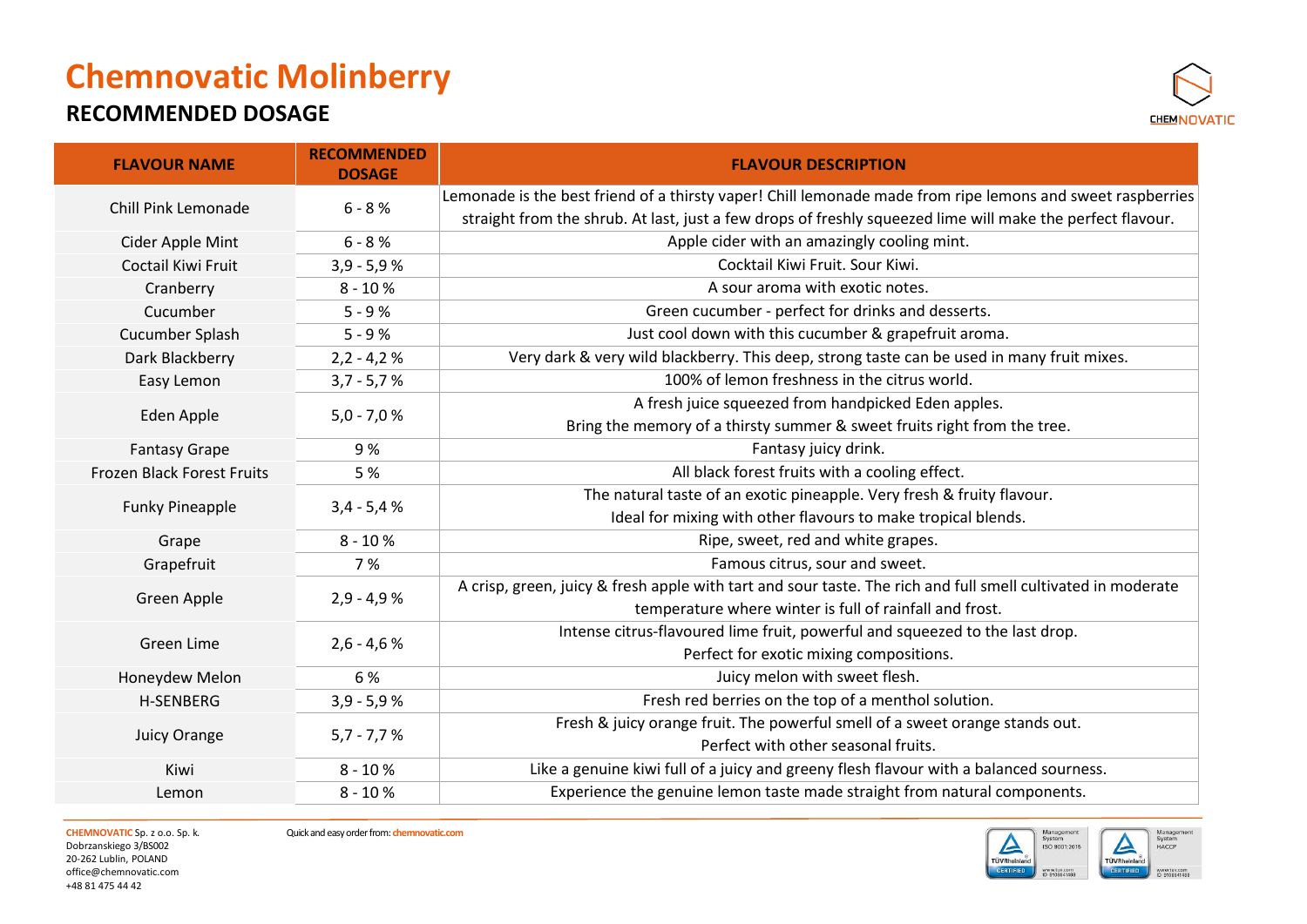# Chemnovatic Molinberry

## RECOMMENDED DOSAGE

| FLAVOUR NAME | RECOMMENDED DOSAGE | FLAVOUR DESCRIPTION |
|---|---|---|
| Chill Pink Lemonade | 6 - 8 % | Lemonade is the best friend of a thirsty vaper! Chill lemonade made from ripe lemons and sweet raspberries straight from the shrub. At last, just a few drops of freshly squeezed lime will make the perfect flavour. |
| Cider Apple Mint | 6 - 8 % | Apple cider with an amazingly cooling mint. |
| Coctail Kiwi Fruit | 3,9 - 5,9 % | Cocktail Kiwi Fruit. Sour Kiwi. |
| Cranberry | 8 - 10 % | A sour aroma with exotic notes. |
| Cucumber | 5 - 9 % | Green cucumber - perfect for drinks and desserts. |
| Cucumber Splash | 5 - 9 % | Just cool down with this cucumber & grapefruit aroma. |
| Dark Blackberry | 2,2 - 4,2 % | Very dark & very wild blackberry. This deep, strong taste can be used in many fruit mixes. |
| Easy Lemon | 3,7 - 5,7 % | 100% of lemon freshness in the citrus world. |
| Eden Apple | 5,0 - 7,0 % | A fresh juice squeezed from handpicked Eden apples. Bring the memory of a thirsty summer & sweet fruits right from the tree. |
| Fantasy Grape | 9 % | Fantasy juicy drink. |
| Frozen Black Forest Fruits | 5 % | All black forest fruits with a cooling effect. |
| Funky Pineapple | 3,4 - 5,4 % | The natural taste of an exotic pineapple. Very fresh & fruity flavour. Ideal for mixing with other flavours to make tropical blends. |
| Grape | 8 - 10 % | Ripe, sweet, red and white grapes. |
| Grapefruit | 7 % | Famous citrus, sour and sweet. |
| Green Apple | 2,9 - 4,9 % | A crisp, green, juicy & fresh apple with tart and sour taste. The rich and full smell cultivated in moderate temperature where winter is full of rainfall and frost. |
| Green Lime | 2,6 - 4,6 % | Intense citrus-flavoured lime fruit, powerful and squeezed to the last drop. Perfect for exotic mixing compositions. |
| Honeydew Melon | 6 % | Juicy melon with sweet flesh. |
| H-SENBERG | 3,9 - 5,9 % | Fresh red berries on the top of a menthol solution. |
| Juicy Orange | 5,7 - 7,7 % | Fresh & juicy orange fruit. The powerful smell of a sweet orange stands out. Perfect with other seasonal fruits. |
| Kiwi | 8 - 10 % | Like a genuine kiwi full of a juicy and greeny flesh flavour with a balanced sourness. |
| Lemon | 8 - 10 % | Experience the genuine lemon taste made straight from natural components. |

**CHEMNOVATIC** Sp. z o.o. Sp. k.
Dobrzanskiego 3/BS002
20-262 Lublin, POLAND
office@chemnovatic.com
+48 81 475 44 42

Quick and easy order from: chemnovatic.com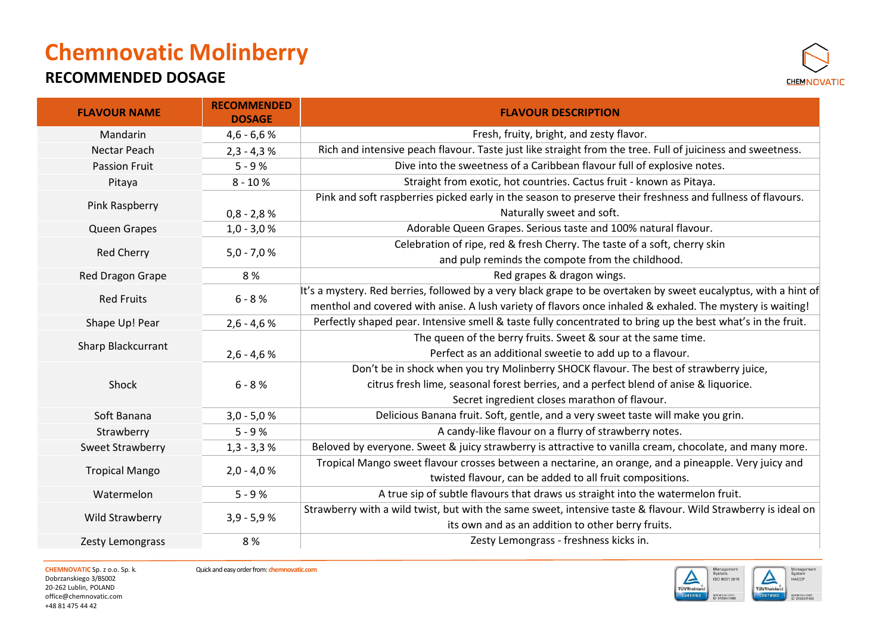# Chemnovatic Molinberry

## RECOMMENDED DOSAGE

| FLAVOUR NAME | RECOMMENDED DOSAGE | FLAVOUR DESCRIPTION |
|---|---|---|
| Mandarin | 4,6 - 6,6 % | Fresh, fruity, bright, and zesty flavor. |
| Nectar Peach | 2,3 - 4,3 % | Rich and intensive peach flavour. Taste just like straight from the tree. Full of juiciness and sweetness. |
| Passion Fruit | 5 - 9 % | Dive into the sweetness of a Caribbean flavour full of explosive notes. |
| Pitaya | 8 - 10 % | Straight from exotic, hot countries. Cactus fruit - known as Pitaya. |
| Pink Raspberry | 0,8 - 2,8 % | Pink and soft raspberries picked early in the season to preserve their freshness and fullness of flavours. Naturally sweet and soft. |
| Queen Grapes | 1,0 - 3,0 % | Adorable Queen Grapes. Serious taste and 100% natural flavour. |
| Red Cherry | 5,0 - 7,0 % | Celebration of ripe, red & fresh Cherry. The taste of a soft, cherry skin and pulp reminds the compote from the childhood. |
| Red Dragon Grape | 8 % | Red grapes & dragon wings. |
| Red Fruits | 6 - 8 % | It's a mystery. Red berries, followed by a very black grape to be overtaken by sweet eucalyptus, with a hint of menthol and covered with anise. A lush variety of flavors once inhaled & exhaled. The mystery is waiting! |
| Shape Up! Pear | 2,6 - 4,6 % | Perfectly shaped pear. Intensive smell & taste fully concentrated to bring up the best what's in the fruit. |
| Sharp Blackcurrant | 2,6 - 4,6 % | The queen of the berry fruits. Sweet & sour at the same time. Perfect as an additional sweetie to add up to a flavour. |
| Shock | 6 - 8 % | Don't be in shock when you try Molinberry SHOCK flavour. The best of strawberry juice, citrus fresh lime, seasonal forest berries, and a perfect blend of anise & liquorice. Secret ingredient closes marathon of flavour. |
| Soft Banana | 3,0 - 5,0 % | Delicious Banana fruit. Soft, gentle, and a very sweet taste will make you grin. |
| Strawberry | 5 - 9 % | A candy-like flavour on a flurry of strawberry notes. |
| Sweet Strawberry | 1,3 - 3,3 % | Beloved by everyone. Sweet & juicy strawberry is attractive to vanilla cream, chocolate, and many more. |
| Tropical Mango | 2,0 - 4,0 % | Tropical Mango sweet flavour crosses between a nectarine, an orange, and a pineapple. Very juicy and twisted flavour, can be added to all fruit compositions. |
| Watermelon | 5 - 9 % | A true sip of subtle flavours that draws us straight into the watermelon fruit. |
| Wild Strawberry | 3,9 - 5,9 % | Strawberry with a wild twist, but with the same sweet, intensive taste & flavour. Wild Strawberry is ideal on its own and as an addition to other berry fruits. |
| Zesty Lemongrass | 8 % | Zesty Lemongrass - freshness kicks in. |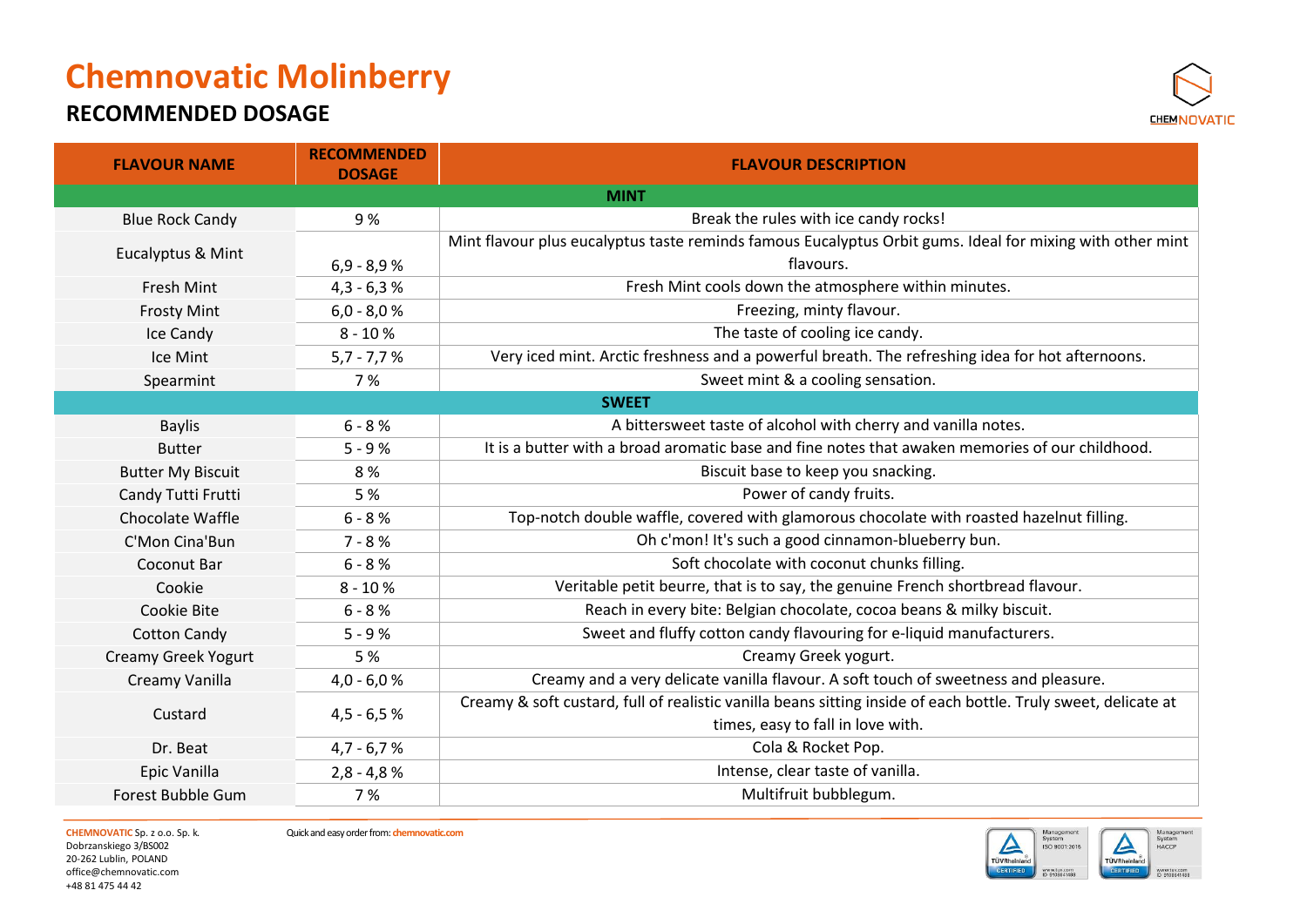# Chemnovatic Molinberry

## RECOMMENDED DOSAGE

| FLAVOUR NAME | RECOMMENDED DOSAGE | FLAVOUR DESCRIPTION |
|---|---|---|
| **MINT** | | |
| Blue Rock Candy | 9 % | Break the rules with ice candy rocks! |
| Eucalyptus & Mint | 6,9 - 8,9 % | Mint flavour plus eucalyptus taste reminds famous Eucalyptus Orbit gums. Ideal for mixing with other mint flavours. |
| Fresh Mint | 4,3 - 6,3 % | Fresh Mint cools down the atmosphere within minutes. |
| Frosty Mint | 6,0 - 8,0 % | Freezing, minty flavour. |
| Ice Candy | 8 - 10 % | The taste of cooling ice candy. |
| Ice Mint | 5,7 - 7,7 % | Very iced mint. Arctic freshness and a powerful breath. The refreshing idea for hot afternoons. |
| Spearmint | 7 % | Sweet mint & a cooling sensation. |
| **SWEET** | | |
| Baylis | 6 - 8 % | A bittersweet taste of alcohol with cherry and vanilla notes. |
| Butter | 5 - 9 % | It is a butter with a broad aromatic base and fine notes that awaken memories of our childhood. |
| Butter My Biscuit | 8 % | Biscuit base to keep you snacking. |
| Candy Tutti Frutti | 5 % | Power of candy fruits. |
| Chocolate Waffle | 6 - 8 % | Top-notch double waffle, covered with glamorous chocolate with roasted hazelnut filling. |
| C'Mon Cina'Bun | 7 - 8 % | Oh c'mon! It's such a good cinnamon-blueberry bun. |
| Coconut Bar | 6 - 8 % | Soft chocolate with coconut chunks filling. |
| Cookie | 8 - 10 % | Veritable petit beurre, that is to say, the genuine French shortbread flavour. |
| Cookie Bite | 6 - 8 % | Reach in every bite: Belgian chocolate, cocoa beans & milky biscuit. |
| Cotton Candy | 5 - 9 % | Sweet and fluffy cotton candy flavouring for e-liquid manufacturers. |
| Creamy Greek Yogurt | 5 % | Creamy Greek yogurt. |
| Creamy Vanilla | 4,0 - 6,0 % | Creamy and a very delicate vanilla flavour. A soft touch of sweetness and pleasure. |
| Custard | 4,5 - 6,5 % | Creamy & soft custard, full of realistic vanilla beans sitting inside of each bottle. Truly sweet, delicate at times, easy to fall in love with. |
| Dr. Beat | 4,7 - 6,7 % | Cola & Rocket Pop. |
| Epic Vanilla | 2,8 - 4,8 % | Intense, clear taste of vanilla. |
| Forest Bubble Gum | 7 % | Multifruit bubblegum. |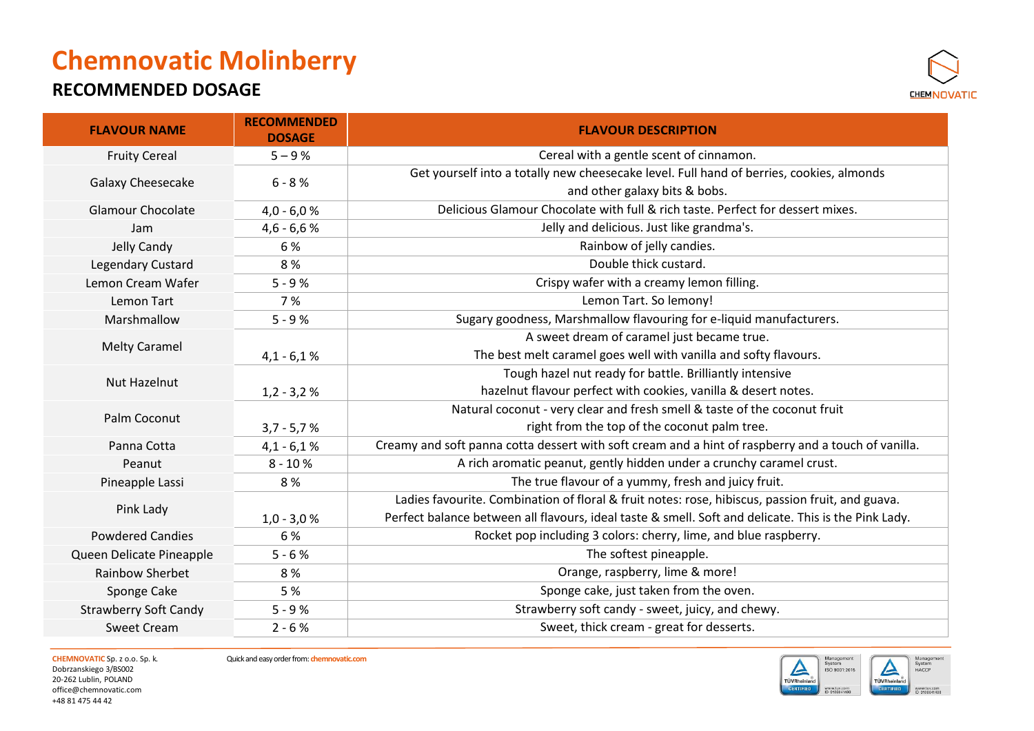# Chemnovatic Molinberry

## RECOMMENDED DOSAGE

| FLAVOUR NAME | RECOMMENDED DOSAGE | FLAVOUR DESCRIPTION |
|---|---|---|
| Fruity Cereal | 5 – 9 % | Cereal with a gentle scent of cinnamon. |
| Galaxy Cheesecake | 6 - 8 % | Get yourself into a totally new cheesecake level. Full hand of berries, cookies, almonds and other galaxy bits & bobs. |
| Glamour Chocolate | 4,0 - 6,0 % | Delicious Glamour Chocolate with full & rich taste. Perfect for dessert mixes. |
| Jam | 4,6 - 6,6 % | Jelly and delicious. Just like grandma's. |
| Jelly Candy | 6 % | Rainbow of jelly candies. |
| Legendary Custard | 8 % | Double thick custard. |
| Lemon Cream Wafer | 5 - 9 % | Crispy wafer with a creamy lemon filling. |
| Lemon Tart | 7 % | Lemon Tart. So lemony! |
| Marshmallow | 5 - 9 % | Sugary goodness, Marshmallow flavouring for e-liquid manufacturers. |
| Melty Caramel | 4,1 - 6,1 % | A sweet dream of caramel just became true. The best melt caramel goes well with vanilla and softy flavours. |
| Nut Hazelnut | 1,2 - 3,2 % | Tough hazel nut ready for battle. Brilliantly intensive hazelnut flavour perfect with cookies, vanilla & desert notes. |
| Palm Coconut | 3,7 - 5,7 % | Natural coconut - very clear and fresh smell & taste of the coconut fruit right from the top of the coconut palm tree. |
| Panna Cotta | 4,1 - 6,1 % | Creamy and soft panna cotta dessert with soft cream and a hint of raspberry and a touch of vanilla. |
| Peanut | 8 - 10 % | A rich aromatic peanut, gently hidden under a crunchy caramel crust. |
| Pineapple Lassi | 8 % | The true flavour of a yummy, fresh and juicy fruit. |
| Pink Lady | 1,0 - 3,0 % | Ladies favourite. Combination of floral & fruit notes: rose, hibiscus, passion fruit, and guava. Perfect balance between all flavours, ideal taste & smell. Soft and delicate. This is the Pink Lady. |
| Powdered Candies | 6 % | Rocket pop including 3 colors: cherry, lime, and blue raspberry. |
| Queen Delicate Pineapple | 5 - 6 % | The softest pineapple. |
| Rainbow Sherbet | 8 % | Orange, raspberry, lime & more! |
| Sponge Cake | 5 % | Sponge cake, just taken from the oven. |
| Strawberry Soft Candy | 5 - 9 % | Strawberry soft candy - sweet, juicy, and chewy. |
| Sweet Cream | 2 - 6 % | Sweet, thick cream - great for desserts. |

**CHEMNOVATIC** Sp. z o.o. Sp. k.
Dobrzanskiego 3/BS002
20-262 Lublin, POLAND
office@chemnovatic.com
+48 81 475 44 42

Quick and easy order from: chemnovatic.com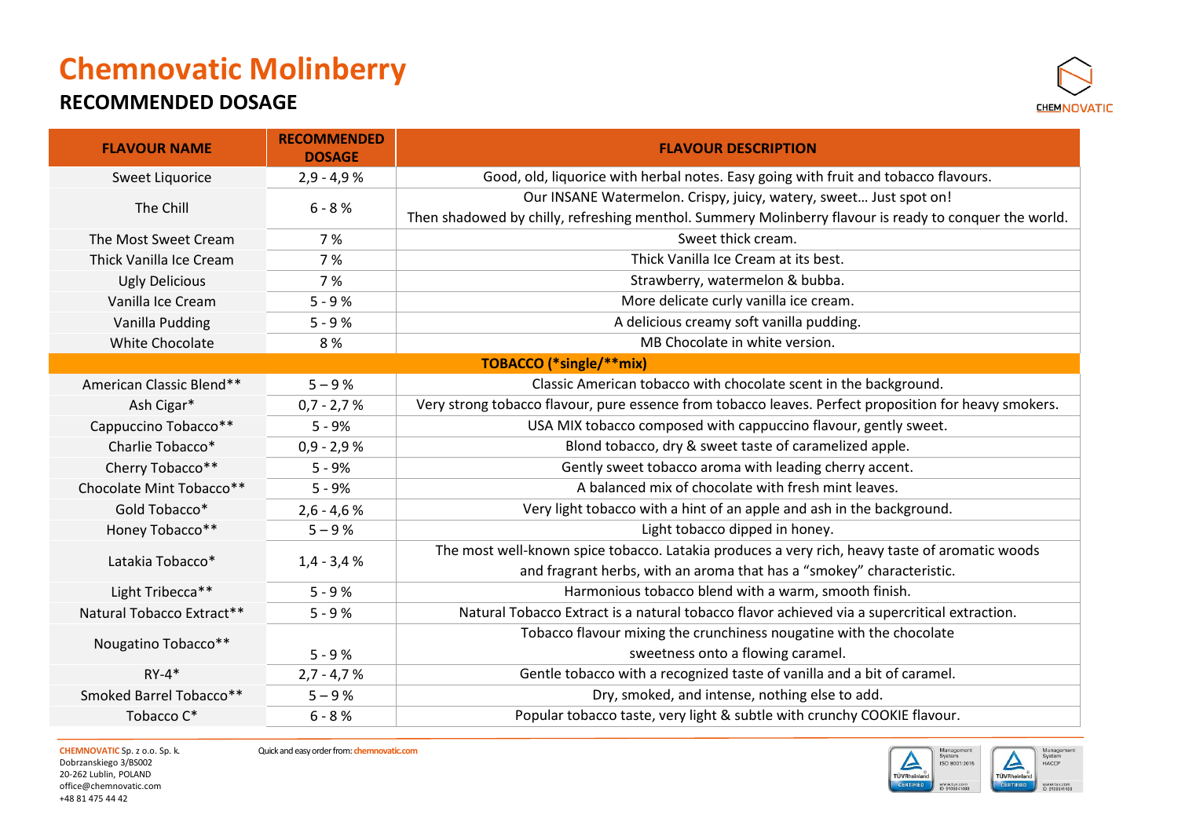# Chemnovatic Molinberry

## RECOMMENDED DOSAGE

| FLAVOUR NAME | RECOMMENDED DOSAGE | FLAVOUR DESCRIPTION |
|---|---|---|
| Sweet Liquorice | 2,9 - 4,9 % | Good, old, liquorice with herbal notes. Easy going with fruit and tobacco flavours. |
| The Chill | 6 - 8 % | Our INSANE Watermelon. Crispy, juicy, watery, sweet… Just spot on! Then shadowed by chilly, refreshing menthol. Summery Molinberry flavour is ready to conquer the world. |
| The Most Sweet Cream | 7 % | Sweet thick cream. |
| Thick Vanilla Ice Cream | 7 % | Thick Vanilla Ice Cream at its best. |
| Ugly Delicious | 7 % | Strawberry, watermelon & bubba. |
| Vanilla Ice Cream | 5 - 9 % | More delicate curly vanilla ice cream. |
| Vanilla Pudding | 5 - 9 % | A delicious creamy soft vanilla pudding. |
| White Chocolate | 8 % | MB Chocolate in white version. |
| **TOBACCO (*single/**mix)** | | |
| American Classic Blend** | 5 – 9 % | Classic American tobacco with chocolate scent in the background. |
| Ash Cigar* | 0,7 - 2,7 % | Very strong tobacco flavour, pure essence from tobacco leaves. Perfect proposition for heavy smokers. |
| Cappuccino Tobacco** | 5 - 9% | USA MIX tobacco composed with cappuccino flavour, gently sweet. |
| Charlie Tobacco* | 0,9 - 2,9 % | Blond tobacco, dry & sweet taste of caramelized apple. |
| Cherry Tobacco** | 5 - 9% | Gently sweet tobacco aroma with leading cherry accent. |
| Chocolate Mint Tobacco** | 5 - 9% | A balanced mix of chocolate with fresh mint leaves. |
| Gold Tobacco* | 2,6 - 4,6 % | Very light tobacco with a hint of an apple and ash in the background. |
| Honey Tobacco** | 5 – 9 % | Light tobacco dipped in honey. |
| Latakia Tobacco* | 1,4 - 3,4 % | The most well-known spice tobacco. Latakia produces a very rich, heavy taste of aromatic woods and fragrant herbs, with an aroma that has a "smokey" characteristic. |
| Light Tribecca** | 5 - 9 % | Harmonious tobacco blend with a warm, smooth finish. |
| Natural Tobacco Extract** | 5 - 9 % | Natural Tobacco Extract is a natural tobacco flavor achieved via a supercritical extraction. |
| Nougatino Tobacco** | 5 - 9 % | Tobacco flavour mixing the crunchiness nougatine with the chocolate sweetness onto a flowing caramel. |
| RY-4* | 2,7 - 4,7 % | Gentle tobacco with a recognized taste of vanilla and a bit of caramel. |
| Smoked Barrel Tobacco** | 5 – 9 % | Dry, smoked, and intense, nothing else to add. |
| Tobacco C* | 6 - 8 % | Popular tobacco taste, very light & subtle with crunchy COOKIE flavour. |

**CHEMNOVATIC** Sp. z o.o. Sp. k.
Dobrzanskiego 3/BS002
20-262 Lublin, POLAND
office@chemnovatic.com
+48 81 475 44 42

Quick and easy order from: chemnovatic.com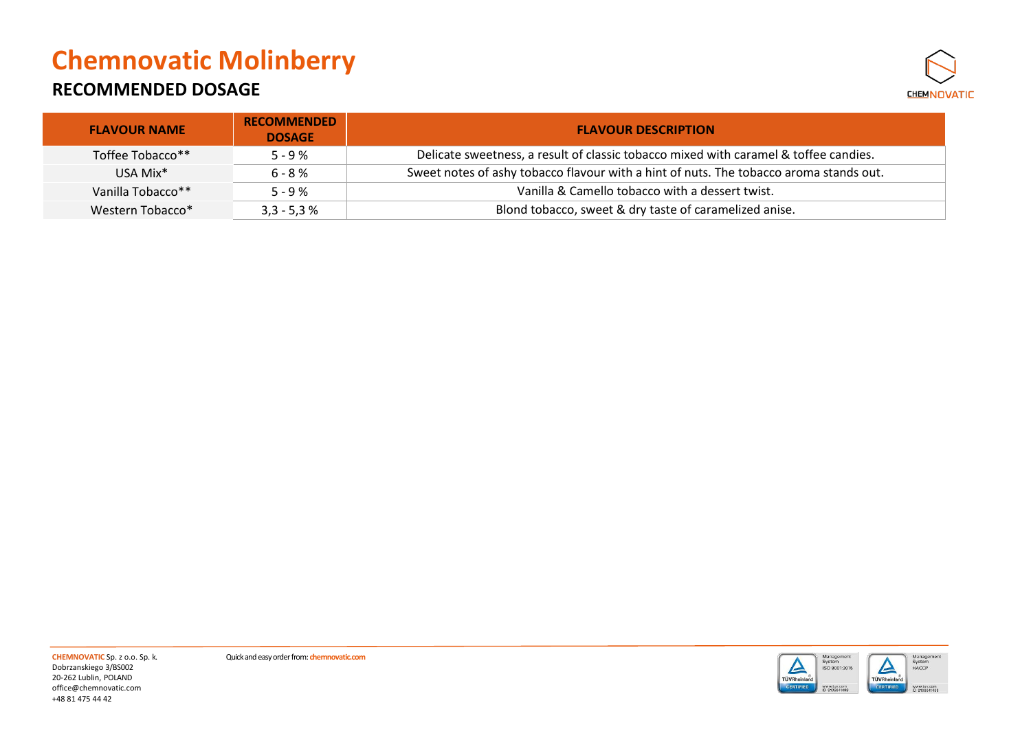# Chemnovatic Molinberry

## RECOMMENDED DOSAGE

| FLAVOUR NAME | RECOMMENDED DOSAGE | FLAVOUR DESCRIPTION |
|---|---|---|
| Toffee Tobacco** | 5 - 9 % | Delicate sweetness, a result of classic tobacco mixed with caramel & toffee candies. |
| USA Mix* | 6 - 8 % | Sweet notes of ashy tobacco flavour with a hint of nuts. The tobacco aroma stands out. |
| Vanilla Tobacco** | 5 - 9 % | Vanilla & Camello tobacco with a dessert twist. |
| Western Tobacco* | 3,3 - 5,3 % | Blond tobacco, sweet & dry taste of caramelized anise. |

**CHEMNOVATIC** Sp. z o.o. Sp. k.
Dobrzanskiego 3/BS002
20-262 Lublin, POLAND
office@chemnovatic.com
+48 81 475 44 42

Quick and easy order from: **chemnovatic.com**